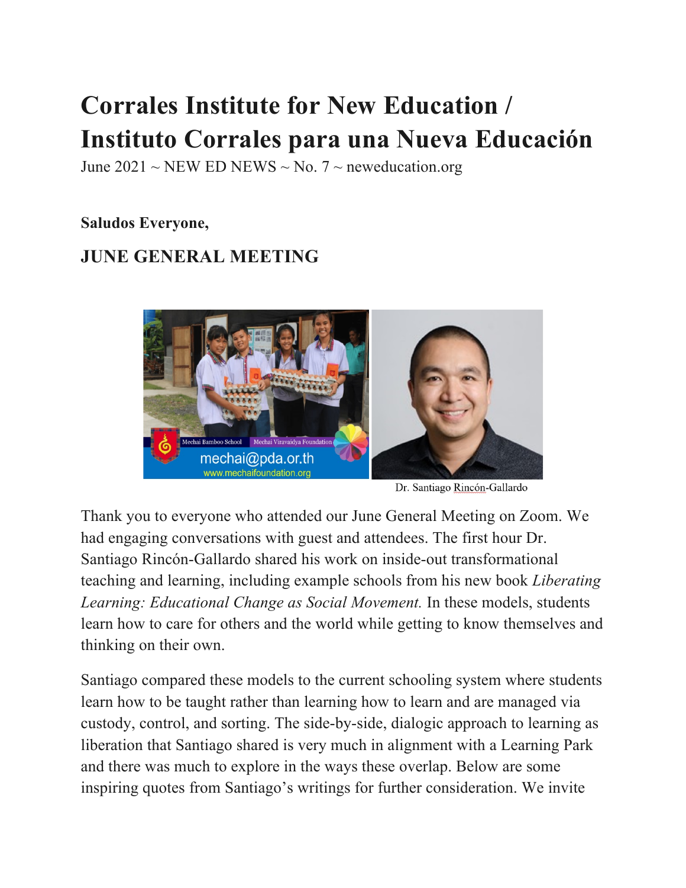# Corrales Institute for New Education / Instituto Corrales para una Nueva Educación

June 2021 ~ NEW ED NEWS ~ No. 7 ~ neweducation.org

**Saludos Everyone,**

## JUNE GENERAL MEETING

Dr. Santiago Rincón-Gallardo

Thank you to everyone who attended our June General Meeting on Zoom. We had engaging conversations with guest and attendees. The first hour Dr. Santiago Rincón-Gallardo shared his work on inside-out transformational teaching and learning, including example schools from his new book *Liberating Learning: Educational Change as Social Movement.* In these models, students learn how to care for others and the world while getting to know themselves and thinking on their own.

Santiago compared these models to the current schooling system where students learn how to be taught rather than learning how to learn and are managed via custody, control, and sorting. The side-by-side, dialogic approach to learning as liberation that Santiago shared is very much in alignment with a Learning Park and there was much to explore in the ways these overlap. Below are some inspiring quotes from Santiago's writings for further consideration. We invite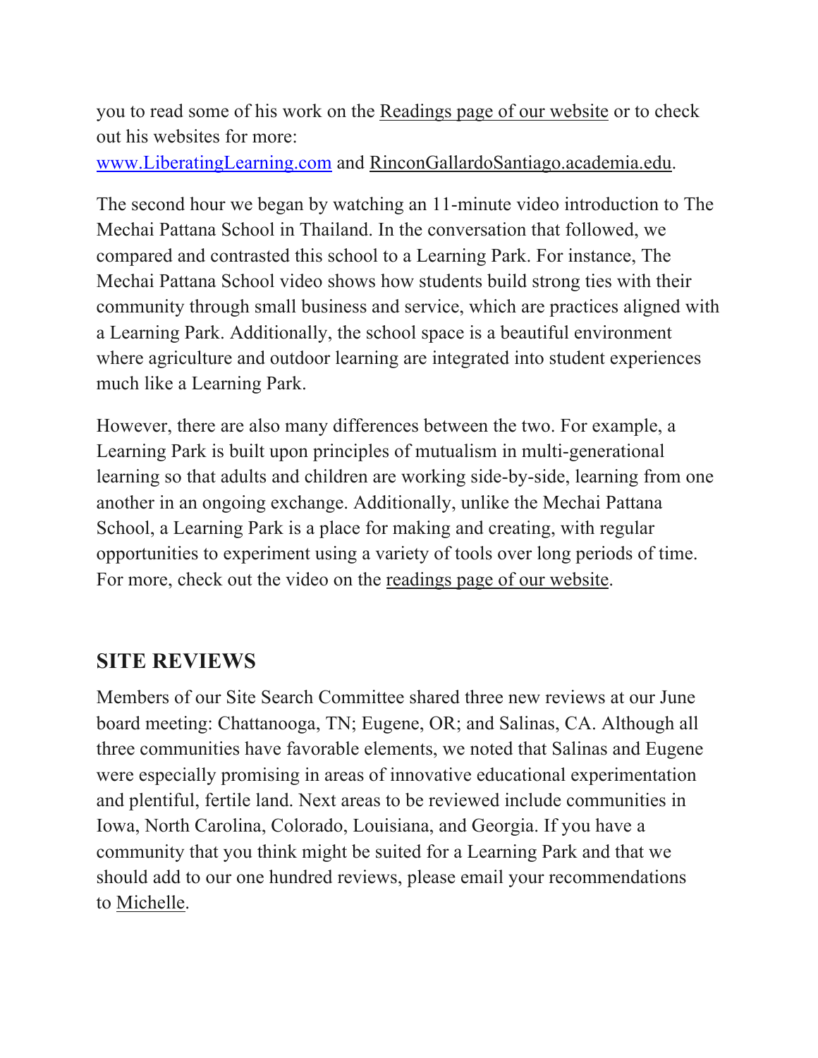you to read some of his work on the Readings page of our website or to check out his websites for more: www.LiberatingLearning.com and RinconGallardoSantiago.academia.edu.

The second hour we began by watching an 11-minute video introduction to The Mechai Pattana School in Thailand. In the conversation that followed, we compared and contrasted this school to a Learning Park. For instance, The Mechai Pattana School video shows how students build strong ties with their community through small business and service, which are practices aligned with a Learning Park. Additionally, the school space is a beautiful environment where agriculture and outdoor learning are integrated into student experiences much like a Learning Park.

However, there are also many differences between the two. For example, a Learning Park is built upon principles of mutualism in multi-generational learning so that adults and children are working side-by-side, learning from one another in an ongoing exchange. Additionally, unlike the Mechai Pattana School, a Learning Park is a place for making and creating, with regular opportunities to experiment using a variety of tools over long periods of time. For more, check out the video on the readings page of our website.

## SITE REVIEWS

Members of our Site Search Committee shared three new reviews at our June board meeting: Chattanooga, TN; Eugene, OR; and Salinas, CA. Although all three communities have favorable elements, we noted that Salinas and Eugene were especially promising in areas of innovative educational experimentation and plentiful, fertile land. Next areas to be reviewed include communities in Iowa, North Carolina, Colorado, Louisiana, and Georgia. If you have a community that you think might be suited for a Learning Park and that we should add to our one hundred reviews, please email your recommendations to Michelle.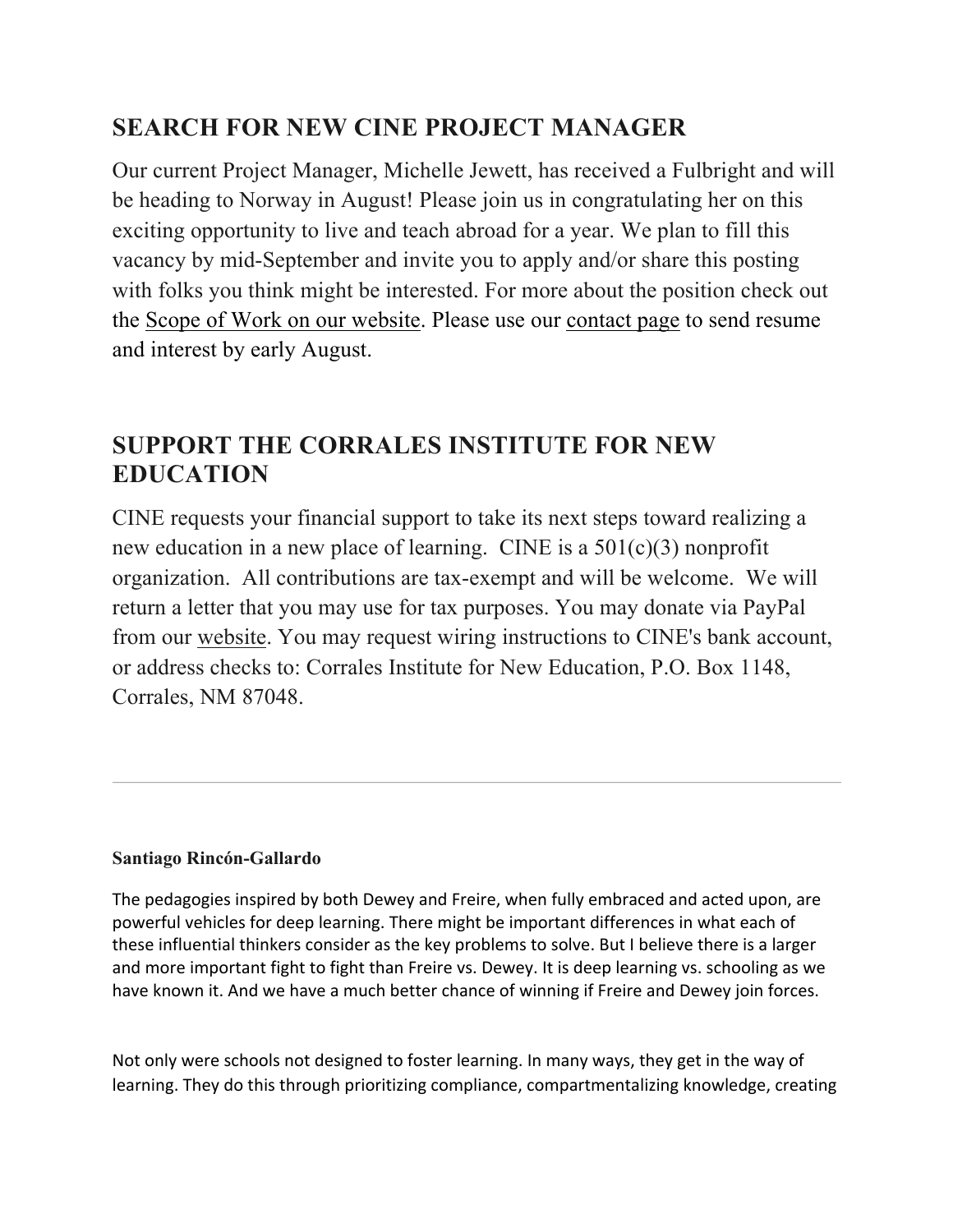## SEARCH FOR NEW CINE PROJECT MANAGER

Our current Project Manager, Michelle Jewett, has received a Fulbright and will be heading to Norway in August! Please join us in congratulating her on this exciting opportunity to live and teach abroad for a year. We plan to fill this vacancy by mid-September and invite you to apply and/or share this posting with folks you think might be interested. For more about the position check out the Scope of Work on our website. Please use our contact page to send resume and interest by early August.

## SUPPORT THE CORRALES INSTITUTE FOR NEW EDUCATION

CINE requests your financial support to take its next steps toward realizing a new education in a new place of learning. CINE is a 501(c)(3) nonprofit organization. All contributions are tax-exempt and will be welcome. We will return a letter that you may use for tax purposes. You may donate via PayPal from our website. You may request wiring instructions to CINE's bank account, or address checks to: Corrales Institute for New Education, P.O. Box 1148, Corrales, NM 87048.

---

**Santiago Rincón-Gallardo**

The pedagogies inspired by both Dewey and Freire, when fully embraced and acted upon, are powerful vehicles for deep learning. There might be important differences in what each of these influential thinkers consider as the key problems to solve. But I believe there is a larger and more important fight to fight than Freire vs. Dewey. It is deep learning vs. schooling as we have known it. And we have a much better chance of winning if Freire and Dewey join forces.

Not only were schools not designed to foster learning. In many ways, they get in the way of learning. They do this through prioritizing compliance, compartmentalizing knowledge, creating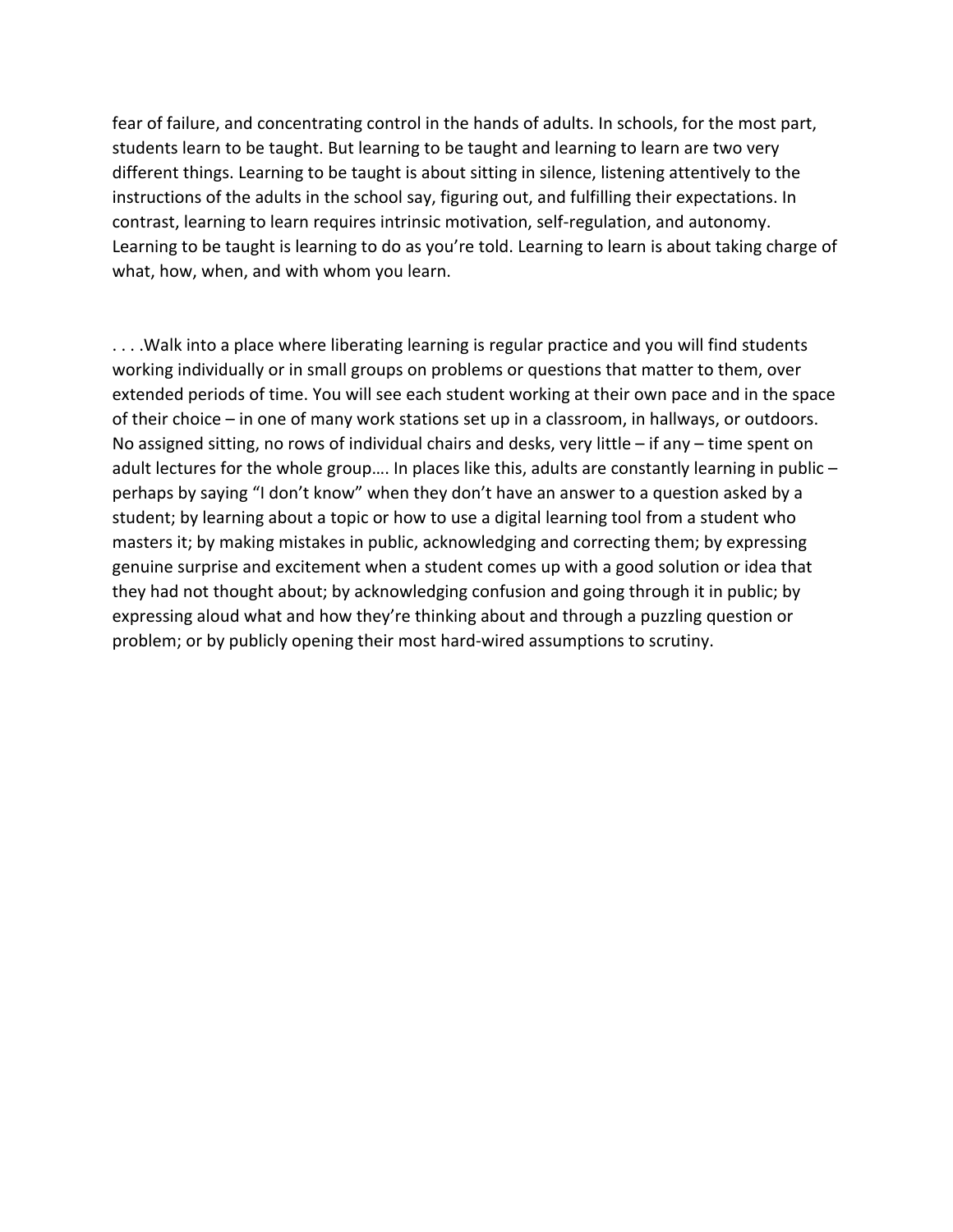fear of failure, and concentrating control in the hands of adults. In schools, for the most part, students learn to be taught. But learning to be taught and learning to learn are two very different things. Learning to be taught is about sitting in silence, listening attentively to the instructions of the adults in the school say, figuring out, and fulfilling their expectations. In contrast, learning to learn requires intrinsic motivation, self-regulation, and autonomy. Learning to be taught is learning to do as you're told. Learning to learn is about taking charge of what, how, when, and with whom you learn.

. . . .Walk into a place where liberating learning is regular practice and you will find students working individually or in small groups on problems or questions that matter to them, over extended periods of time. You will see each student working at their own pace and in the space of their choice – in one of many work stations set up in a classroom, in hallways, or outdoors. No assigned sitting, no rows of individual chairs and desks, very little – if any – time spent on adult lectures for the whole group…. In places like this, adults are constantly learning in public – perhaps by saying "I don't know" when they don't have an answer to a question asked by a student; by learning about a topic or how to use a digital learning tool from a student who masters it; by making mistakes in public, acknowledging and correcting them; by expressing genuine surprise and excitement when a student comes up with a good solution or idea that they had not thought about; by acknowledging confusion and going through it in public; by expressing aloud what and how they're thinking about and through a puzzling question or problem; or by publicly opening their most hard-wired assumptions to scrutiny.